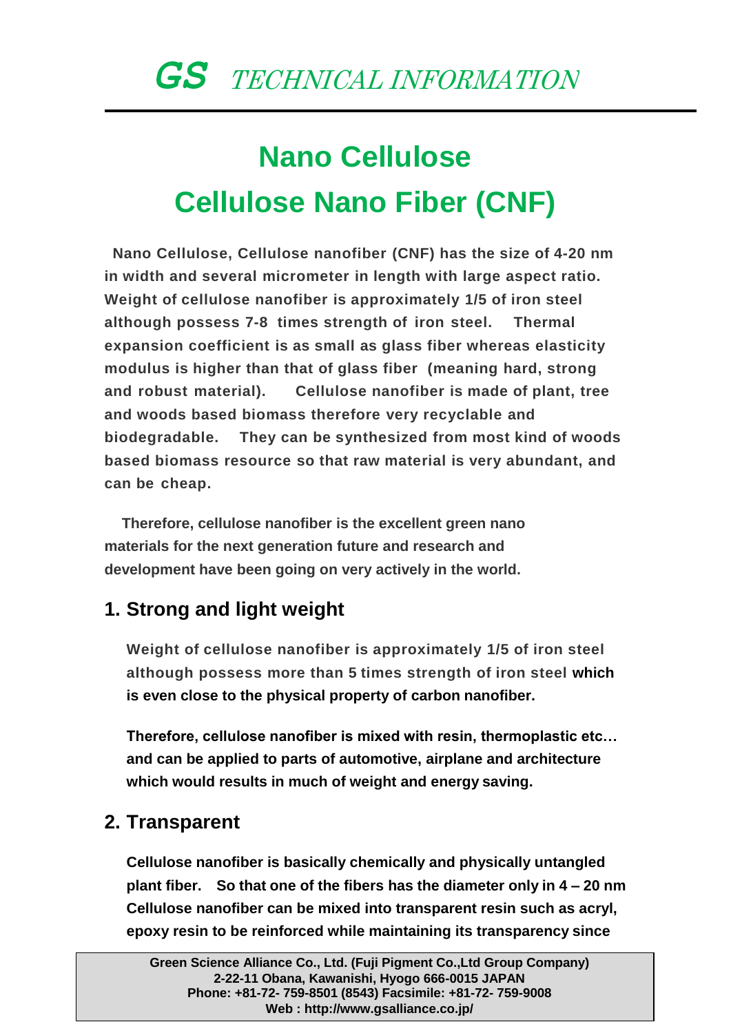*GS TECHNICAL INFORMATION*

# Nano Cellulose
# Cellulose Nano Fiber (CNF)

**Nano Cellulose, Cellulose nanofiber (CNF) has the size of 4-20 nm in width and several micrometer in length with large aspect ratio. Weight of cellulose nanofiber is approximately 1/5 of iron steel although possess 7-8 times strength of iron steel. Thermal expansion coefficient is as small as glass fiber whereas elasticity modulus is higher than that of glass fiber (meaning hard, strong and robust material). Cellulose nanofiber is made of plant, tree and woods based biomass therefore very recyclable and biodegradable. They can be synthesized from most kind of woods based biomass resource so that raw material is very abundant, and can be cheap.**

**Therefore, cellulose nanofiber is the excellent green nano materials for the next generation future and research and development have been going on very actively in the world.**

## 1. Strong and light weight

**Weight of cellulose nanofiber is approximately 1/5 of iron steel although possess more than 5 times strength of iron steel which is even close to the physical property of carbon nanofiber.**

**Therefore, cellulose nanofiber is mixed with resin, thermoplastic etc… and can be applied to parts of automotive, airplane and architecture which would results in much of weight and energy saving.**

## 2. Transparent

**Cellulose nanofiber is basically chemically and physically untangled plant fiber. So that one of the fibers has the diameter only in 4 – 20 nm Cellulose nanofiber can be mixed into transparent resin such as acryl, epoxy resin to be reinforced while maintaining its transparency since**

Green Science Alliance Co., Ltd. (Fuji Pigment Co.,Ltd Group Company)
2-22-11 Obana, Kawanishi, Hyogo 666-0015 JAPAN
Phone: +81-72- 759-8501 (8543) Facsimile: +81-72- 759-9008
Web : http://www.gsalliance.co.jp/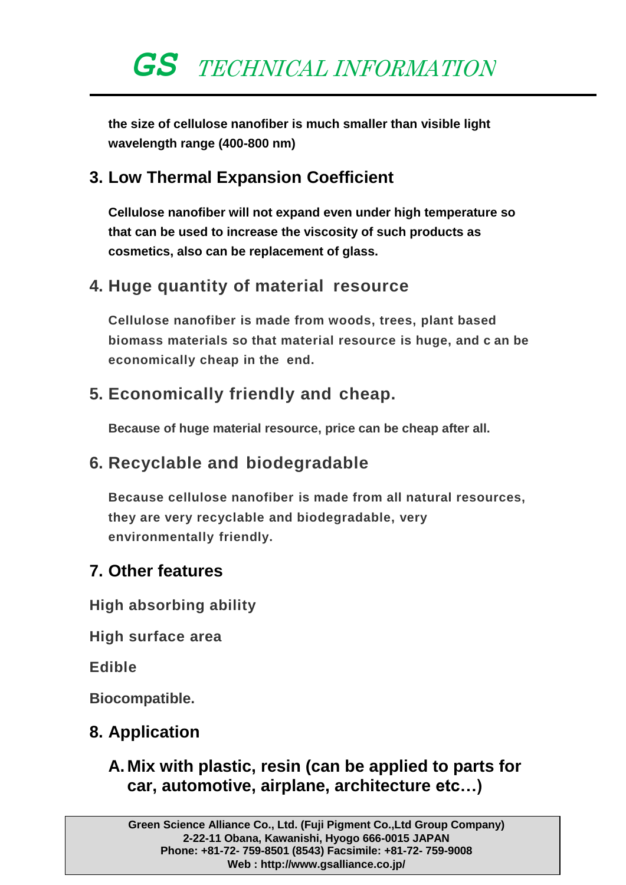**the size of cellulose nanofiber is much smaller than visible light wavelength range (400-800 nm)**

## 3. Low Thermal Expansion Coefficient

**Cellulose nanofiber will not expand even under high temperature so that can be used to increase the viscosity of such products as cosmetics, also can be replacement of glass.**

## 4. Huge quantity of material resource

**Cellulose nanofiber is made from woods, trees, plant based biomass materials so that material resource is huge, and c an be economically cheap in the end.**

## 5. Economically friendly and cheap.

**Because of huge material resource, price can be cheap after all.**

## 6. Recyclable and biodegradable

**Because cellulose nanofiber is made from all natural resources, they are very recyclable and biodegradable, very environmentally friendly.**

## 7. Other features

**High absorbing ability**

**High surface area**

**Edible**

**Biocompatible.**

## 8. Application

### A. Mix with plastic, resin (can be applied to parts for car, automotive, airplane, architecture etc…)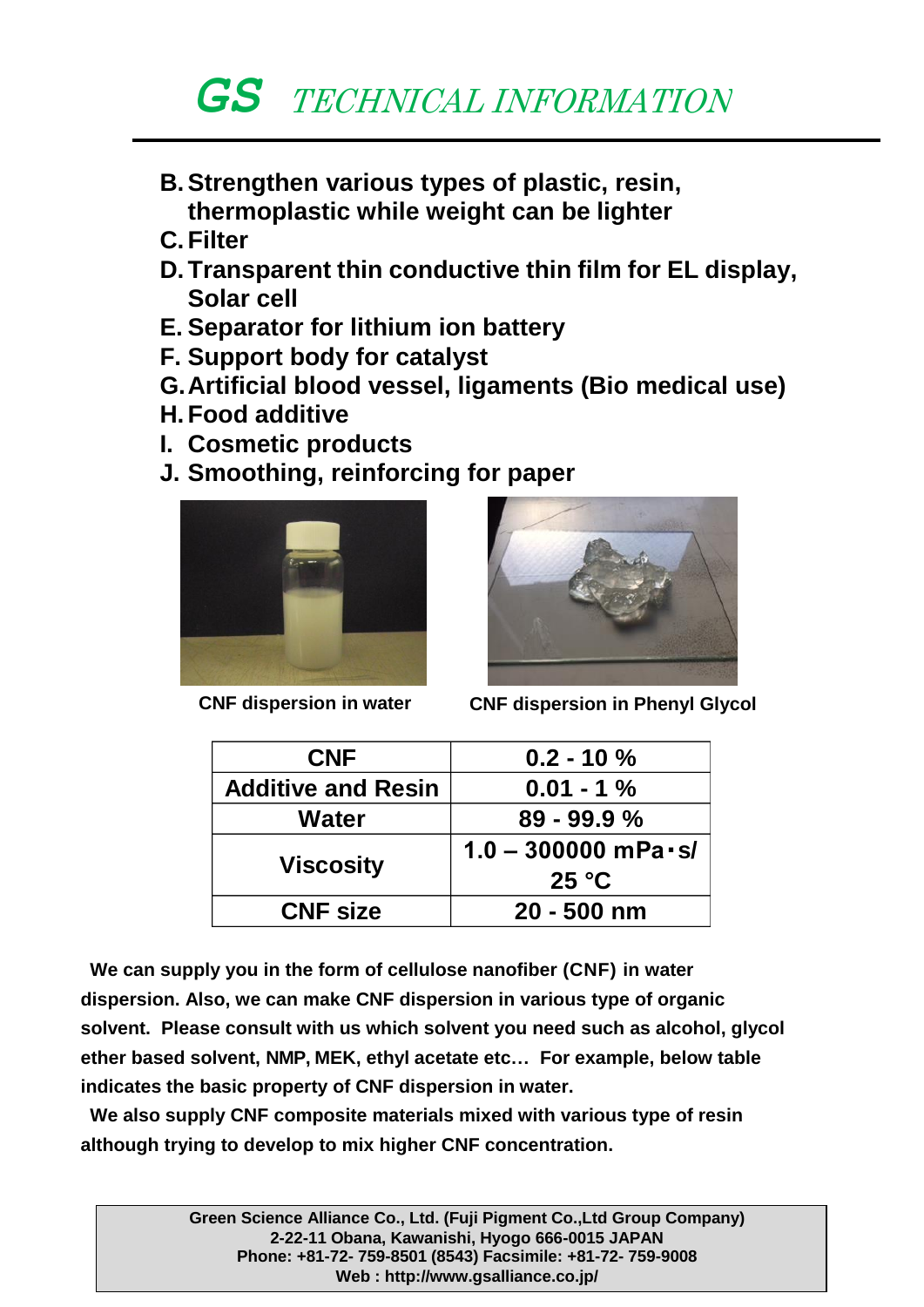# GS TECHNICAL INFORMATION

B. Strengthen various types of plastic, resin, thermoplastic while weight can be lighter
C. Filter
D. Transparent thin conductive thin film for EL display, Solar cell
E. Separator for lithium ion battery
F. Support body for catalyst
G. Artificial blood vessel, ligaments (Bio medical use)
H. Food additive
I. Cosmetic products
J. Smoothing, reinforcing for paper

CNF dispersion in water

CNF dispersion in Phenyl Glycol

| CNF | 0.2 - 10 % |
|---|---|
| Additive and Resin | 0.01 - 1 % |
| Water | 89 - 99.9 % |
| Viscosity | 1.0 – 300000 mPa･s/ 25 °C |
| CNF size | 20 - 500 nm |

**We can supply you in the form of cellulose nanofiber (CNF) in water dispersion. Also, we can make CNF dispersion in various type of organic solvent. Please consult with us which solvent you need such as alcohol, glycol ether based solvent, NMP, MEK, ethyl acetate etc… For example, below table indicates the basic property of CNF dispersion in water.**

**We also supply CNF composite materials mixed with various type of resin although trying to develop to mix higher CNF concentration.**

Green Science Alliance Co., Ltd. (Fuji Pigment Co.,Ltd Group Company)
2-22-11 Obana, Kawanishi, Hyogo 666-0015 JAPAN
Phone: +81-72- 759-8501 (8543) Facsimile: +81-72- 759-9008
Web : http://www.gsalliance.co.jp/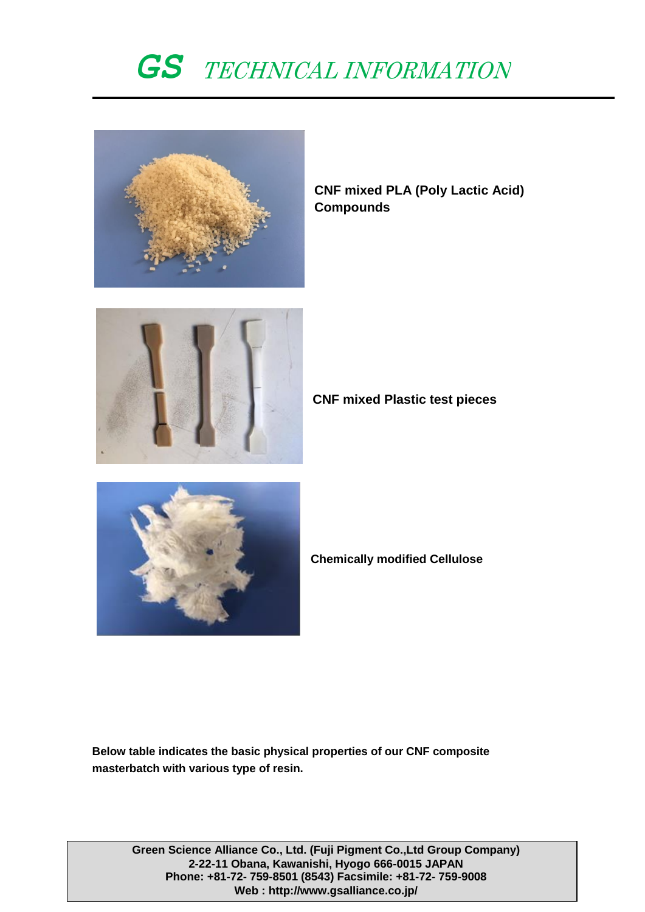# GS TECHNICAL INFORMATION

**CNF mixed PLA (Poly Lactic Acid) Compounds**

**CNF mixed Plastic test pieces**

**Chemically modified Cellulose**

**Below table indicates the basic physical properties of our CNF composite masterbatch with various type of resin.**

**Green Science Alliance Co., Ltd. (Fuji Pigment Co.,Ltd Group Company)**
**2-22-11 Obana, Kawanishi, Hyogo 666-0015 JAPAN**
**Phone: +81-72- 759-8501 (8543) Facsimile: +81-72- 759-9008**
**Web : http://www.gsalliance.co.jp/**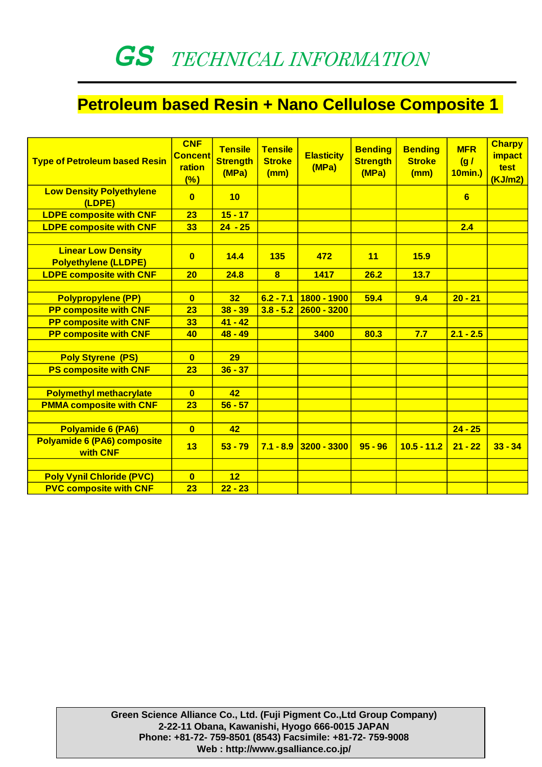# GS TECHNICAL INFORMATION

## Petroleum based Resin + Nano Cellulose Composite 1

| Type of Petroleum based Resin | CNF Concentration (%) | Tensile Strength (MPa) | Tensile Stroke (mm) | Elasticity (MPa) | Bending Strength (MPa) | Bending Stroke (mm) | MFR (g / 10min.) | Charpy impact test (KJ/m2) |
|---|---|---|---|---|---|---|---|---|
| Low Density Polyethylene (LDPE) | 0 | 10 | | | | | 6 | |
| LDPE composite with CNF | 23 | 15 - 17 | | | | | | |
| LDPE composite with CNF | 33 | 24 - 25 | | | | | 2.4 | |
| | | | | | | | | |
| Linear Low Density Polyethylene (LLDPE) | 0 | 14.4 | 135 | 472 | 11 | 15.9 | | |
| LDPE composite with CNF | 20 | 24.8 | 8 | 1417 | 26.2 | 13.7 | | |
| | | | | | | | | |
| Polypropylene (PP) | 0 | 32 | 6.2 - 7.1 | 1800 - 1900 | 59.4 | 9.4 | 20 - 21 | |
| PP composite with CNF | 23 | 38 - 39 | 3.8 - 5.2 | 2600 - 3200 | | | | |
| PP composite with CNF | 33 | 41 - 42 | | | | | | |
| PP composite with CNF | 40 | 48 - 49 | | 3400 | 80.3 | 7.7 | 2.1 - 2.5 | |
| | | | | | | | | |
| Poly Styrene (PS) | 0 | 29 | | | | | | |
| PS composite with CNF | 23 | 36 - 37 | | | | | | |
| | | | | | | | | |
| Polymethyl methacrylate | 0 | 42 | | | | | | |
| PMMA composite with CNF | 23 | 56 - 57 | | | | | | |
| | | | | | | | | |
| Polyamide 6 (PA6) | 0 | 42 | | | | | 24 - 25 | |
| Polyamide 6 (PA6) composite with CNF | 13 | 53 - 79 | 7.1 - 8.9 | 3200 - 3300 | 95 - 96 | 10.5 - 11.2 | 21 - 22 | 33 - 34 |
| | | | | | | | | |
| Poly Vynil Chloride (PVC) | 0 | 12 | | | | | | |
| PVC composite with CNF | 23 | 22 - 23 | | | | | | |

**Green Science Alliance Co., Ltd. (Fuji Pigment Co.,Ltd Group Company)**
**2-22-11 Obana, Kawanishi, Hyogo 666-0015 JAPAN**
**Phone: +81-72- 759-8501 (8543) Facsimile: +81-72- 759-9008**
**Web : http://www.gsalliance.co.jp/**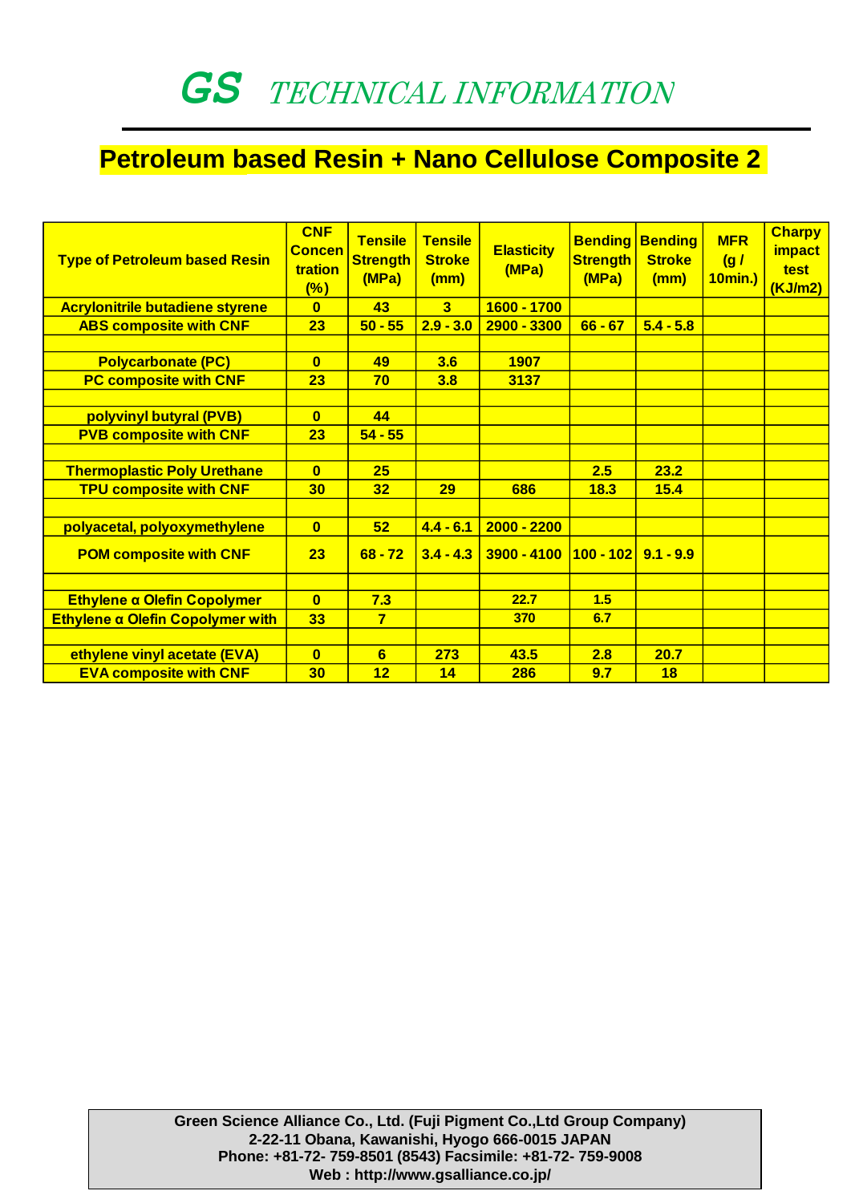# GS TECHNICAL INFORMATION

## Petroleum based Resin + Nano Cellulose Composite 2

| Type of Petroleum based Resin | CNF Concentration (%) | Tensile Strength (MPa) | Tensile Stroke (mm) | Elasticity (MPa) | Bending Strength (MPa) | Bending Stroke (mm) | MFR (g / 10min.) | Charpy impact test (KJ/m2) |
|---|---|---|---|---|---|---|---|---|
| Acrylonitrile butadiene styrene | 0 | 43 | 3 | 1600 - 1700 | | | | |
| ABS composite with CNF | 23 | 50 - 55 | 2.9 - 3.0 | 2900 - 3300 | 66 - 67 | 5.4 - 5.8 | | |
| | | | | | | | | |
| Polycarbonate (PC) | 0 | 49 | 3.6 | 1907 | | | | |
| PC composite with CNF | 23 | 70 | 3.8 | 3137 | | | | |
| | | | | | | | | |
| polyvinyl butyral (PVB) | 0 | 44 | | | | | | |
| PVB composite with CNF | 23 | 54 - 55 | | | | | | |
| | | | | | | | | |
| Thermoplastic Poly Urethane | 0 | 25 | | | 2.5 | 23.2 | | |
| TPU composite with CNF | 30 | 32 | 29 | 686 | 18.3 | 15.4 | | |
| | | | | | | | | |
| polyacetal, polyoxymethylene | 0 | 52 | 4.4 - 6.1 | 2000 - 2200 | | | | |
| POM composite with CNF | 23 | 68 - 72 | 3.4 - 4.3 | 3900 - 4100 | 100 - 102 | 9.1 - 9.9 | | |
| | | | | | | | | |
| Ethylene α Olefin Copolymer | 0 | 7.3 | | 22.7 | 1.5 | | | |
| Ethylene α Olefin Copolymer with | 33 | 7 | | 370 | 6.7 | | | |
| | | | | | | | | |
| ethylene vinyl acetate (EVA) | 0 | 6 | 273 | 43.5 | 2.8 | 20.7 | | |
| EVA composite with CNF | 30 | 12 | 14 | 286 | 9.7 | 18 | | |

Green Science Alliance Co., Ltd. (Fuji Pigment Co.,Ltd Group Company)
2-22-11 Obana, Kawanishi, Hyogo 666-0015 JAPAN
Phone: +81-72- 759-8501 (8543) Facsimile: +81-72- 759-9008
Web : http://www.gsalliance.co.jp/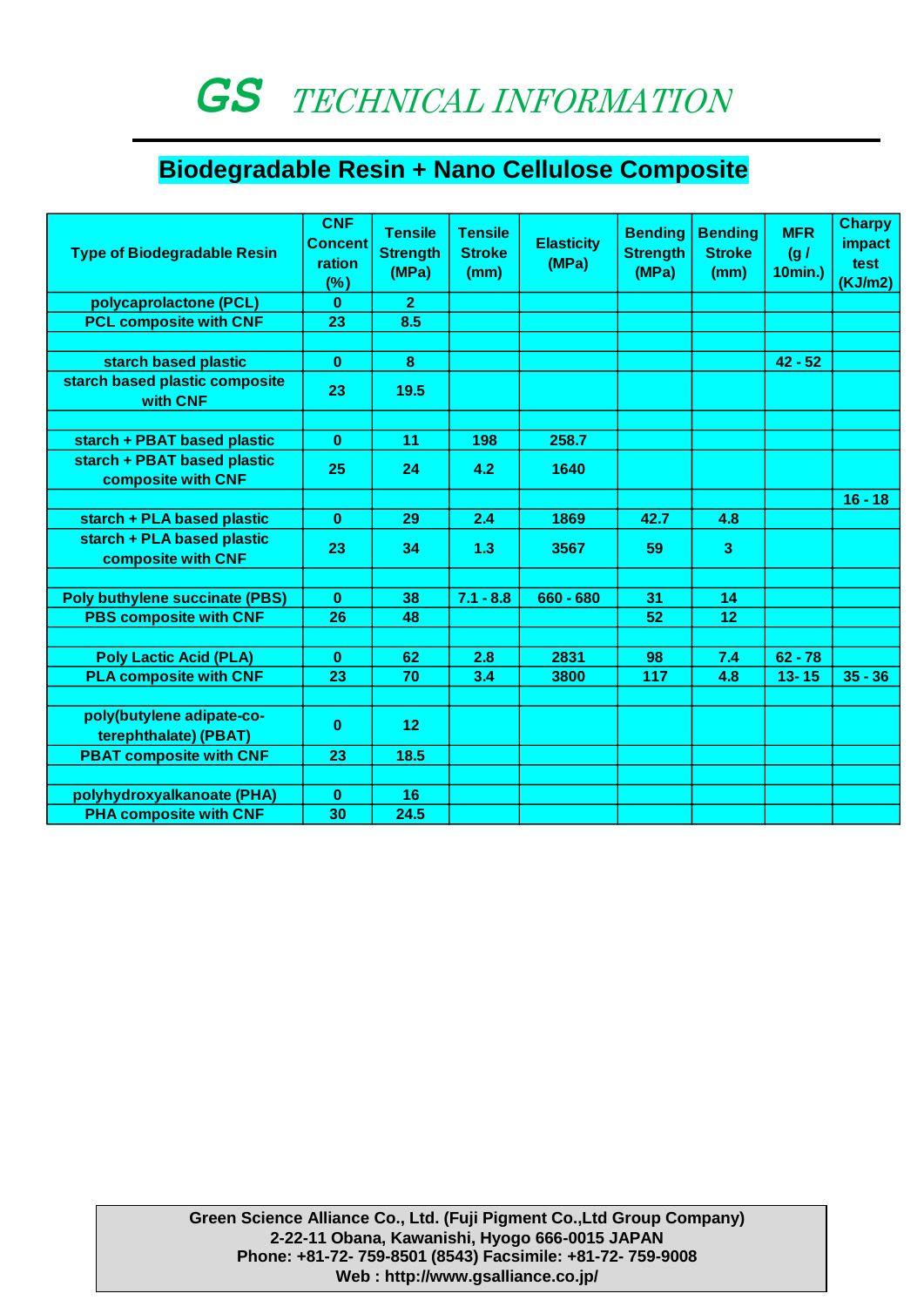# GS *TECHNICAL INFORMATION*

## Biodegradable Resin + Nano Cellulose Composite

| Type of Biodegradable Resin | CNF Concentration (%) | Tensile Strength (MPa) | Tensile Stroke (mm) | Elasticity (MPa) | Bending Strength (MPa) | Bending Stroke (mm) | MFR (g / 10min.) | Charpy impact test (KJ/m2) |
|---|---|---|---|---|---|---|---|---|
| polycaprolactone (PCL) | 0 | 2 | | | | | | |
| PCL composite with CNF | 23 | 8.5 | | | | | | |
| | | | | | | | | |
| starch based plastic | 0 | 8 | | | | | 42 - 52 | |
| starch based plastic composite with CNF | 23 | 19.5 | | | | | | |
| | | | | | | | | |
| starch + PBAT based plastic | 0 | 11 | 198 | 258.7 | | | | |
| starch + PBAT based plastic composite with CNF | 25 | 24 | 4.2 | 1640 | | | | |
| | | | | | | | | 16 - 18 |
| starch + PLA based plastic | 0 | 29 | 2.4 | 1869 | 42.7 | 4.8 | | |
| starch + PLA based plastic composite with CNF | 23 | 34 | 1.3 | 3567 | 59 | 3 | | |
| | | | | | | | | |
| Poly buthylene succinate (PBS) | 0 | 38 | 7.1 - 8.8 | 660 - 680 | 31 | 14 | | |
| PBS composite with CNF | 26 | 48 | | | 52 | 12 | | |
| | | | | | | | | |
| Poly Lactic Acid (PLA) | 0 | 62 | 2.8 | 2831 | 98 | 7.4 | 62 - 78 | |
| PLA composite with CNF | 23 | 70 | 3.4 | 3800 | 117 | 4.8 | 13- 15 | 35 - 36 |
| | | | | | | | | |
| poly(butylene adipate-co-terephthalate) (PBAT) | 0 | 12 | | | | | | |
| PBAT composite with CNF | 23 | 18.5 | | | | | | |
| | | | | | | | | |
| polyhydroxyalkanoate (PHA) | 0 | 16 | | | | | | |
| PHA composite with CNF | 30 | 24.5 | | | | | | |

**Green Science Alliance Co., Ltd. (Fuji Pigment Co.,Ltd Group Company)**
**2-22-11 Obana, Kawanishi, Hyogo 666-0015 JAPAN**
**Phone: +81-72- 759-8501 (8543) Facsimile: +81-72- 759-9008**
**Web : http://www.gsalliance.co.jp/**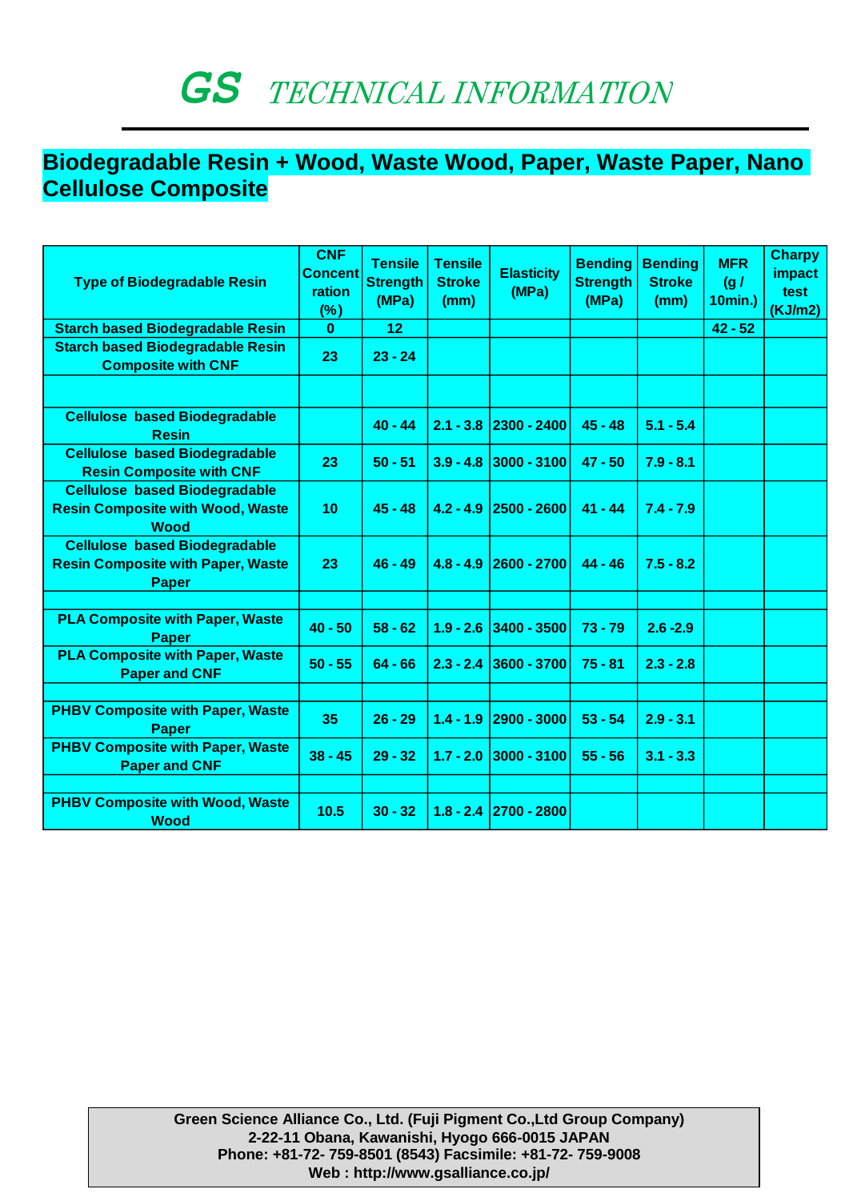# GS TECHNICAL INFORMATION

## Biodegradable Resin + Wood, Waste Wood, Paper, Waste Paper, Nano Cellulose Composite

| Type of Biodegradable Resin | CNF Concentration (%) | Tensile Strength (MPa) | Tensile Stroke (mm) | Elasticity (MPa) | Bending Strength (MPa) | Bending Stroke (mm) | MFR (g / 10min.) | Charpy impact test (KJ/m2) |
|---|---|---|---|---|---|---|---|---|
| Starch based Biodegradable Resin | 0 | 12 | | | | | 42 - 52 | |
| Starch based Biodegradable Resin Composite with CNF | 23 | 23 - 24 | | | | | | |
| | | | | | | | | |
| Cellulose based Biodegradable Resin | | 40 - 44 | 2.1 - 3.8 | 2300 - 2400 | 45 - 48 | 5.1 - 5.4 | | |
| Cellulose based Biodegradable Resin Composite with CNF | 23 | 50 - 51 | 3.9 - 4.8 | 3000 - 3100 | 47 - 50 | 7.9 - 8.1 | | |
| Cellulose based Biodegradable Resin Composite with Wood, Waste Wood | 10 | 45 - 48 | 4.2 - 4.9 | 2500 - 2600 | 41 - 44 | 7.4 - 7.9 | | |
| Cellulose based Biodegradable Resin Composite with Paper, Waste Paper | 23 | 46 - 49 | 4.8 - 4.9 | 2600 - 2700 | 44 - 46 | 7.5 - 8.2 | | |
| | | | | | | | | |
| PLA Composite with Paper, Waste Paper | 40 - 50 | 58 - 62 | 1.9 - 2.6 | 3400 - 3500 | 73 - 79 | 2.6 -2.9 | | |
| PLA Composite with Paper, Waste Paper and CNF | 50 - 55 | 64 - 66 | 2.3 - 2.4 | 3600 - 3700 | 75 - 81 | 2.3 - 2.8 | | |
| | | | | | | | | |
| PHBV Composite with Paper, Waste Paper | 35 | 26 - 29 | 1.4 - 1.9 | 2900 - 3000 | 53 - 54 | 2.9 - 3.1 | | |
| PHBV Composite with Paper, Waste Paper and CNF | 38 - 45 | 29 - 32 | 1.7 - 2.0 | 3000 - 3100 | 55 - 56 | 3.1 - 3.3 | | |
| | | | | | | | | |
| PHBV Composite with Wood, Waste Wood | 10.5 | 30 - 32 | 1.8 - 2.4 | 2700 - 2800 | | | | |

**Green Science Alliance Co., Ltd. (Fuji Pigment Co.,Ltd Group Company)**
**2-22-11 Obana, Kawanishi, Hyogo 666-0015 JAPAN**
**Phone: +81-72- 759-8501 (8543) Facsimile: +81-72- 759-9008**
**Web : http://www.gsalliance.co.jp/**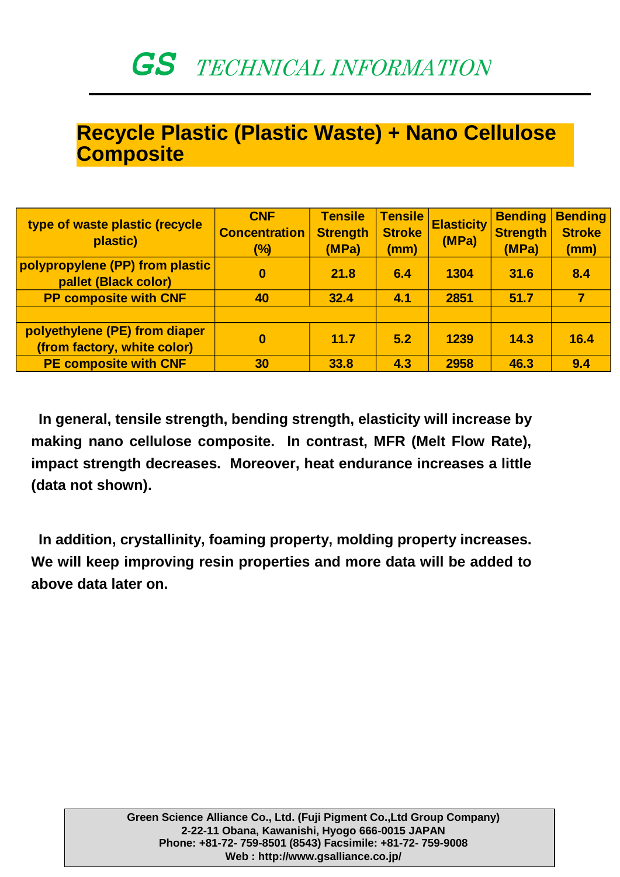# *GS* *TECHNICAL INFORMATION*

## Recycle Plastic (Plastic Waste) + Nano Cellulose Composite

| type of waste plastic (recycle plastic) | CNF Concentration (%) | Tensile Strength (MPa) | Tensile Stroke (mm) | Elasticity (MPa) | Bending Strength (MPa) | Bending Stroke (mm) |
|---|---|---|---|---|---|---|
| polypropylene (PP) from plastic pallet (Black color) | 0 | 21.8 | 6.4 | 1304 | 31.6 | 8.4 |
| PP composite with CNF | 40 | 32.4 | 4.1 | 2851 | 51.7 | 7 |
| | | | | | | |
| polyethylene (PE) from diaper (from factory, white color) | 0 | 11.7 | 5.2 | 1239 | 14.3 | 16.4 |
| PE composite with CNF | 30 | 33.8 | 4.3 | 2958 | 46.3 | 9.4 |

**In general, tensile strength, bending strength, elasticity will increase by making nano cellulose composite. In contrast, MFR (Melt Flow Rate), impact strength decreases. Moreover, heat endurance increases a little (data not shown).**

**In addition, crystallinity, foaming property, molding property increases. We will keep improving resin properties and more data will be added to above data later on.**

**Green Science Alliance Co., Ltd. (Fuji Pigment Co.,Ltd Group Company)**
**2-22-11 Obana, Kawanishi, Hyogo 666-0015 JAPAN**
**Phone: +81-72- 759-8501 (8543) Facsimile: +81-72- 759-9008**
**Web : http://www.gsalliance.co.jp/**